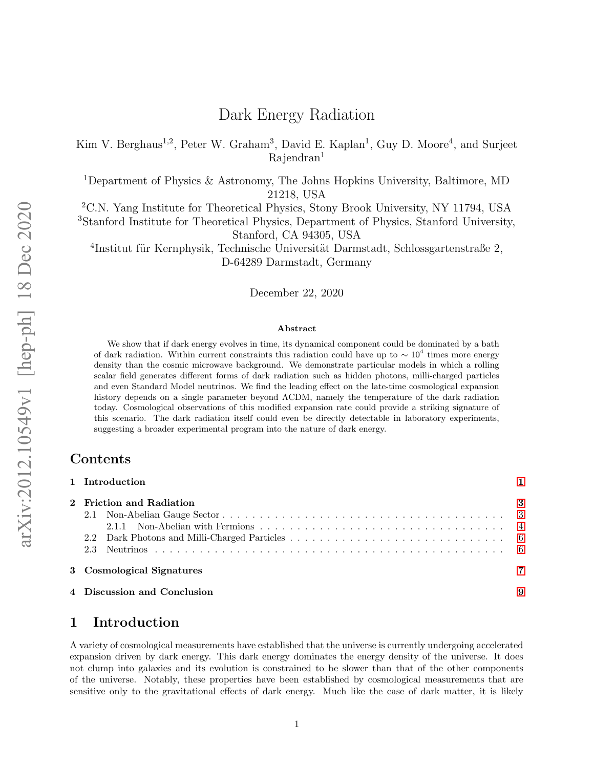# Dark Energy Radiation

Kim V. Berghaus[1,2], Peter W. Graham[3], David E. Kaplan[1], Guy D. Moore[4], and Surjeet Rajendran[1]

[1]Department of Physics & Astronomy, The Johns Hopkins University, Baltimore, MD 21218, USA

[2]C.N. Yang Institute for Theoretical Physics, Stony Brook University, NY 11794, USA

[3]Stanford Institute for Theoretical Physics, Department of Physics, Stanford University, Stanford, CA 94305, USA

[4]Institut für Kernphysik, Technische Universität Darmstadt, Schlossgartenstraße 2, D-64289 Darmstadt, Germany

December 22, 2020

### Abstract

We show that if dark energy evolves in time, its dynamical component could be dominated by a bath of dark radiation. Within current constraints this radiation could have up to $\sim 10^4$ times more energy density than the cosmic microwave background. We demonstrate particular models in which a rolling scalar field generates different forms of dark radiation such as hidden photons, milli-charged particles and even Standard Model neutrinos. We find the leading effect on the late-time cosmological expansion history depends on a single parameter beyond ΛCDM, namely the temperature of the dark radiation today. Cosmological observations of this modified expansion rate could provide a striking signature of this scenario. The dark radiation itself could even be directly detectable in laboratory experiments, suggesting a broader experimental program into the nature of dark energy.

## Contents

- 1 Introduction — 1
- 2 Friction and Radiation — 3
  - 2.1 Non-Abelian Gauge Sector — 3
    - 2.1.1 Non-Abelian with Fermions — 4
  - 2.2 Dark Photons and Milli-Charged Particles — 6
  - 2.3 Neutrinos — 6
- 3 Cosmological Signatures — 7
- 4 Discussion and Conclusion — 9

## 1 Introduction

A variety of cosmological measurements have established that the universe is currently undergoing accelerated expansion driven by dark energy. This dark energy dominates the energy density of the universe. It does not clump into galaxies and its evolution is constrained to be slower than that of the other components of the universe. Notably, these properties have been established by cosmological measurements that are sensitive only to the gravitational effects of dark energy. Much like the case of dark matter, it is likely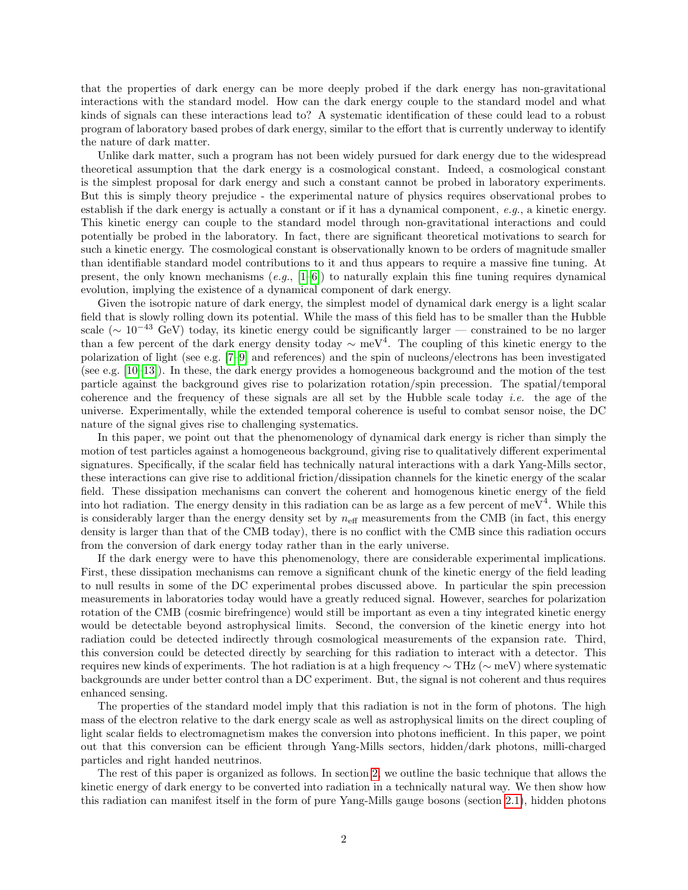that the properties of dark energy can be more deeply probed if the dark energy has non-gravitational interactions with the standard model. How can the dark energy couple to the standard model and what kinds of signals can these interactions lead to? A systematic identification of these could lead to a robust program of laboratory based probes of dark energy, similar to the effort that is currently underway to identify the nature of dark matter.

Unlike dark matter, such a program has not been widely pursued for dark energy due to the widespread theoretical assumption that the dark energy is a cosmological constant. Indeed, a cosmological constant is the simplest proposal for dark energy and such a constant cannot be probed in laboratory experiments. But this is simply theory prejudice - the experimental nature of physics requires observational probes to establish if the dark energy is actually a constant or if it has a dynamical component, *e.g.*, a kinetic energy. This kinetic energy can couple to the standard model through non-gravitational interactions and could potentially be probed in the laboratory. In fact, there are significant theoretical motivations to search for such a kinetic energy. The cosmological constant is observationally known to be orders of magnitude smaller than identifiable standard model contributions to it and thus appears to require a massive fine tuning. At present, the only known mechanisms (*e.g.*, [1–6]) to naturally explain this fine tuning requires dynamical evolution, implying the existence of a dynamical component of dark energy.

Given the isotropic nature of dark energy, the simplest model of dynamical dark energy is a light scalar field that is slowly rolling down its potential. While the mass of this field has to be smaller than the Hubble scale ($\sim 10^{-43}$ GeV) today, its kinetic energy could be significantly larger — constrained to be no larger than a few percent of the dark energy density today $\sim$ meV$^4$. The coupling of this kinetic energy to the polarization of light (see e.g. [7–9] and references) and the spin of nucleons/electrons has been investigated (see e.g. [10–13]). In these, the dark energy provides a homogeneous background and the motion of the test particle against the background gives rise to polarization rotation/spin precession. The spatial/temporal coherence and the frequency of these signals are all set by the Hubble scale today *i.e.* the age of the universe. Experimentally, while the extended temporal coherence is useful to combat sensor noise, the DC nature of the signal gives rise to challenging systematics.

In this paper, we point out that the phenomenology of dynamical dark energy is richer than simply the motion of test particles against a homogeneous background, giving rise to qualitatively different experimental signatures. Specifically, if the scalar field has technically natural interactions with a dark Yang-Mills sector, these interactions can give rise to additional friction/dissipation channels for the kinetic energy of the scalar field. These dissipation mechanisms can convert the coherent and homogenous kinetic energy of the field into hot radiation. The energy density in this radiation can be as large as a few percent of meV$^4$. While this is considerably larger than the energy density set by $n_{\text{eff}}$ measurements from the CMB (in fact, this energy density is larger than that of the CMB today), there is no conflict with the CMB since this radiation occurs from the conversion of dark energy today rather than in the early universe.

If the dark energy were to have this phenomenology, there are considerable experimental implications. First, these dissipation mechanisms can remove a significant chunk of the kinetic energy of the field leading to null results in some of the DC experimental probes discussed above. In particular the spin precession measurements in laboratories today would have a greatly reduced signal. However, searches for polarization rotation of the CMB (cosmic birefringence) would still be important as even a tiny integrated kinetic energy would be detectable beyond astrophysical limits. Second, the conversion of the kinetic energy into hot radiation could be detected indirectly through cosmological measurements of the expansion rate. Third, this conversion could be detected directly by searching for this radiation to interact with a detector. This requires new kinds of experiments. The hot radiation is at a high frequency $\sim$ THz ($\sim$ meV) where systematic backgrounds are under better control than a DC experiment. But, the signal is not coherent and thus requires enhanced sensing.

The properties of the standard model imply that this radiation is not in the form of photons. The high mass of the electron relative to the dark energy scale as well as astrophysical limits on the direct coupling of light scalar fields to electromagnetism makes the conversion into photons inefficient. In this paper, we point out that this conversion can be efficient through Yang-Mills sectors, hidden/dark photons, milli-charged particles and right handed neutrinos.

The rest of this paper is organized as follows. In section 2, we outline the basic technique that allows the kinetic energy of dark energy to be converted into radiation in a technically natural way. We then show how this radiation can manifest itself in the form of pure Yang-Mills gauge bosons (section 2.1), hidden photons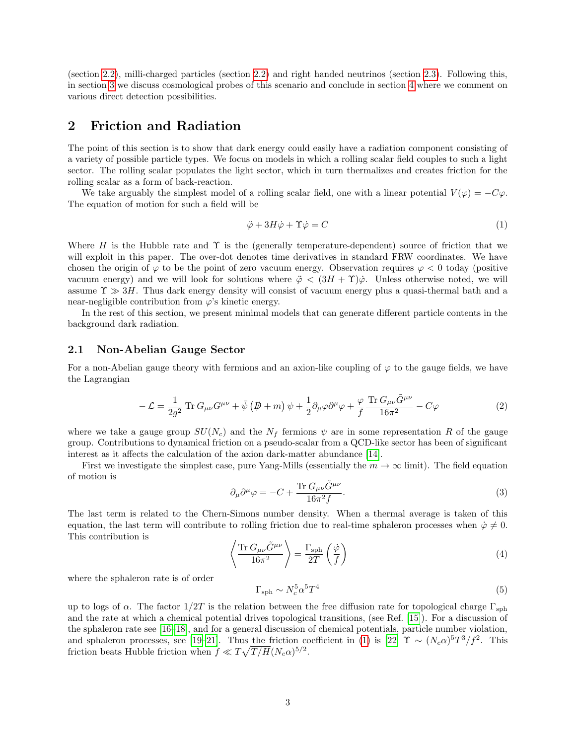(section 2.2), milli-charged particles (section 2.2) and right handed neutrinos (section 2.3). Following this, in section 3 we discuss cosmological probes of this scenario and conclude in section 4 where we comment on various direct detection possibilities.

## 2 Friction and Radiation

The point of this section is to show that dark energy could easily have a radiation component consisting of a variety of possible particle types. We focus on models in which a rolling scalar field couples to such a light sector. The rolling scalar populates the light sector, which in turn thermalizes and creates friction for the rolling scalar as a form of back-reaction.

We take arguably the simplest model of a rolling scalar field, one with a linear potential $V(\varphi) = -C\varphi$. The equation of motion for such a field will be

$$\ddot{\varphi} + 3H\dot{\varphi} + \Upsilon\dot{\varphi} = C \tag{1}$$

Where $H$ is the Hubble rate and $\Upsilon$ is the (generally temperature-dependent) source of friction that we will exploit in this paper. The over-dot denotes time derivatives in standard FRW coordinates. We have chosen the origin of $\varphi$ to be the point of zero vacuum energy. Observation requires $\varphi < 0$ today (positive vacuum energy) and we will look for solutions where $\ddot{\varphi} < (3H + \Upsilon)\dot{\varphi}$. Unless otherwise noted, we will assume $\Upsilon \gg 3H$. Thus dark energy density will consist of vacuum energy plus a quasi-thermal bath and a near-negligible contribution from $\varphi$'s kinetic energy.

In the rest of this section, we present minimal models that can generate different particle contents in the background dark radiation.

### 2.1 Non-Abelian Gauge Sector

For a non-Abelian gauge theory with fermions and an axion-like coupling of $\varphi$ to the gauge fields, we have the Lagrangian

$$-\mathcal{L} = \frac{1}{2g^2}\,\mathrm{Tr}\,G_{\mu\nu}G^{\mu\nu} + \bar{\psi}\left(\not{D} + m\right)\psi + \frac{1}{2}\partial_\mu\varphi\partial^\mu\varphi + \frac{\varphi}{f}\frac{\mathrm{Tr}\,G_{\mu\nu}\tilde{G}^{\mu\nu}}{16\pi^2} - C\varphi \tag{2}$$

where we take a gauge group $SU(N_c)$ and the $N_f$ fermions $\psi$ are in some representation $R$ of the gauge group. Contributions to dynamical friction on a pseudo-scalar from a QCD-like sector has been of significant interest as it affects the calculation of the axion dark-matter abundance [14].

First we investigate the simplest case, pure Yang-Mills (essentially the $m \to \infty$ limit). The field equation of motion is

$$\partial_\mu\partial^\mu\varphi = -C + \frac{\mathrm{Tr}\,G_{\mu\nu}\tilde{G}^{\mu\nu}}{16\pi^2 f}. \tag{3}$$

The last term is related to the Chern-Simons number density. When a thermal average is taken of this equation, the last term will contribute to rolling friction due to real-time sphaleron processes when $\dot{\varphi} \neq 0$. This contribution is

$$\left\langle \frac{\mathrm{Tr}\,G_{\mu\nu}\tilde{G}^{\mu\nu}}{16\pi^2} \right\rangle = \frac{\Gamma_{\mathrm{sph}}}{2T}\left(\frac{\dot{\varphi}}{f}\right) \tag{4}$$

where the sphaleron rate is of order

$$\Gamma_{\mathrm{sph}} \sim N_c^5\alpha^5 T^4 \tag{5}$$

up to logs of $\alpha$. The factor $1/2T$ is the relation between the free diffusion rate for topological charge $\Gamma_{\mathrm{sph}}$ and the rate at which a chemical potential drives topological transitions, (see Ref. [15]). For a discussion of the sphaleron rate see [16–18], and for a general discussion of chemical potentials, particle number violation, and sphaleron processes, see [19–21]. Thus the friction coefficient in (1) is [22] $\Upsilon \sim (N_c\alpha)^5 T^3/f^2$. This friction beats Hubble friction when $f \ll T\sqrt{T/H}(N_c\alpha)^{5/2}$.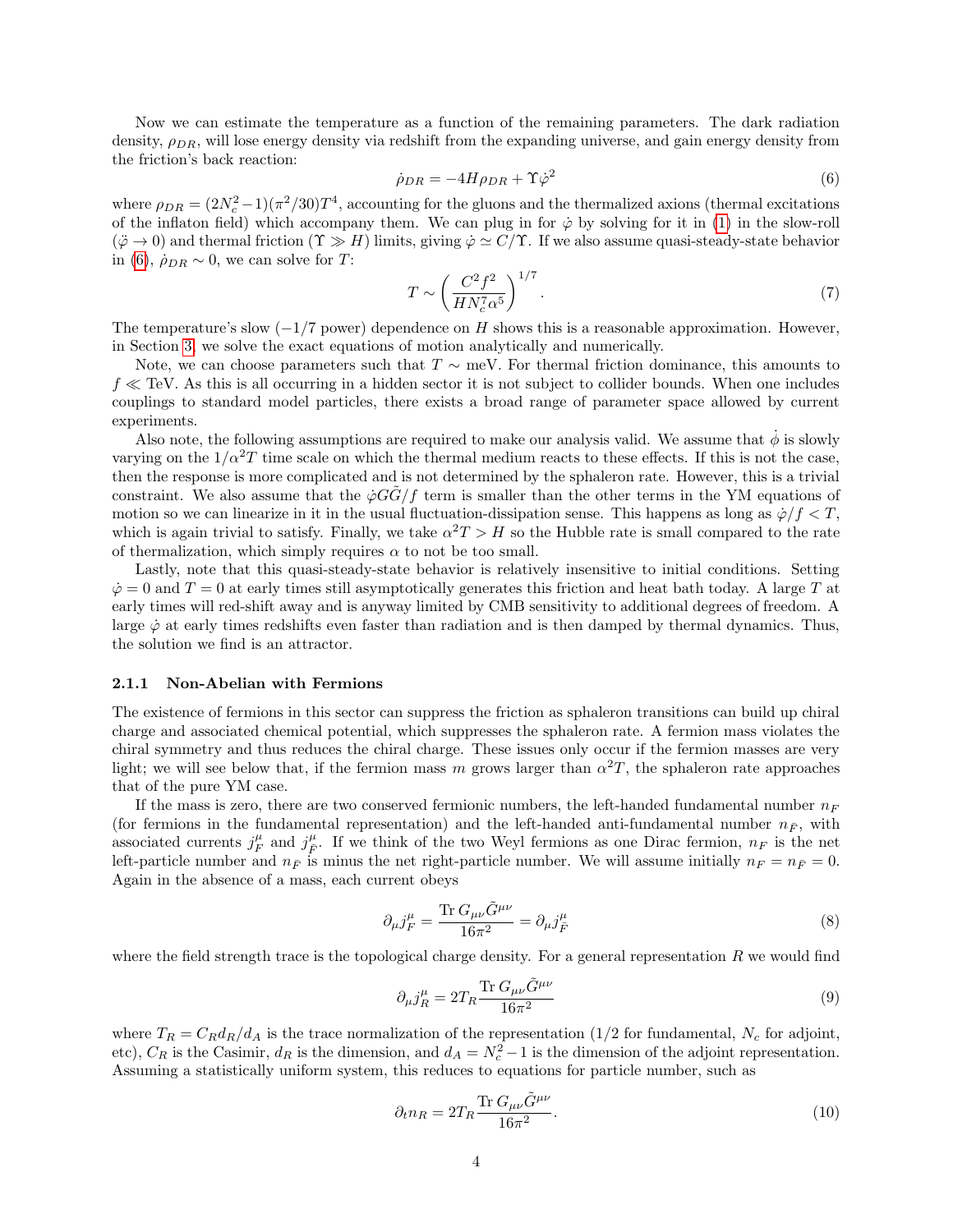Now we can estimate the temperature as a function of the remaining parameters. The dark radiation density, $\rho_{DR}$, will lose energy density via redshift from the expanding universe, and gain energy density from the friction's back reaction:

$$\dot{\rho}_{DR} = -4H\rho_{DR} + \Upsilon\dot{\varphi}^2 \tag{6}$$

where $\rho_{DR} = (2N_c^2 - 1)(\pi^2/30)T^4$, accounting for the gluons and the thermalized axions (thermal excitations of the inflaton field) which accompany them. We can plug in for $\dot{\varphi}$ by solving for it in (1) in the slow-roll ($\ddot{\varphi} \to 0$) and thermal friction ($\Upsilon \gg H$) limits, giving $\dot{\varphi} \simeq C/\Upsilon$. If we also assume quasi-steady-state behavior in (6), $\dot{\rho}_{DR} \sim 0$, we can solve for $T$:

$$T \sim \left(\frac{C^2 f^2}{H N_c^7 \alpha^5}\right)^{1/7}. \tag{7}$$

The temperature's slow ($-1/7$ power) dependence on $H$ shows this is a reasonable approximation. However, in Section 3, we solve the exact equations of motion analytically and numerically.

Note, we can choose parameters such that $T \sim$ meV. For thermal friction dominance, this amounts to $f \ll$ TeV. As this is all occurring in a hidden sector it is not subject to collider bounds. When one includes couplings to standard model particles, there exists a broad range of parameter space allowed by current experiments.

Also note, the following assumptions are required to make our analysis valid. We assume that $\dot{\phi}$ is slowly varying on the $1/\alpha^2 T$ time scale on which the thermal medium reacts to these effects. If this is not the case, then the response is more complicated and is not determined by the sphaleron rate. However, this is a trivial constraint. We also assume that the $\dot{\varphi}G\tilde{G}/f$ term is smaller than the other terms in the YM equations of motion so we can linearize in it in the usual fluctuation-dissipation sense. This happens as long as $\dot{\varphi}/f < T$, which is again trivial to satisfy. Finally, we take $\alpha^2 T > H$ so the Hubble rate is small compared to the rate of thermalization, which simply requires $\alpha$ to not be too small.

Lastly, note that this quasi-steady-state behavior is relatively insensitive to initial conditions. Setting $\dot{\varphi} = 0$ and $T = 0$ at early times still asymptotically generates this friction and heat bath today. A large $T$ at early times will red-shift away and is anyway limited by CMB sensitivity to additional degrees of freedom. A large $\dot{\varphi}$ at early times redshifts even faster than radiation and is then damped by thermal dynamics. Thus, the solution we find is an attractor.

### 2.1.1 Non-Abelian with Fermions

The existence of fermions in this sector can suppress the friction as sphaleron transitions can build up chiral charge and associated chemical potential, which suppresses the sphaleron rate. A fermion mass violates the chiral symmetry and thus reduces the chiral charge. These issues only occur if the fermion masses are very light; we will see below that, if the fermion mass $m$ grows larger than $\alpha^2 T$, the sphaleron rate approaches that of the pure YM case.

If the mass is zero, there are two conserved fermionic numbers, the left-handed fundamental number $n_F$ (for fermions in the fundamental representation) and the left-handed anti-fundamental number $n_{\bar{F}}$, with associated currents $j_F^\mu$ and $j_{\bar{F}}^\mu$. If we think of the two Weyl fermions as one Dirac fermion, $n_F$ is the net left-particle number and $n_{\bar{F}}$ is minus the net right-particle number. We will assume initially $n_F = n_{\bar{F}} = 0$. Again in the absence of a mass, each current obeys

$$\partial_\mu j_F^\mu = \frac{\mathrm{Tr}\, G_{\mu\nu}\tilde{G}^{\mu\nu}}{16\pi^2} = \partial_\mu j_{\bar{F}}^\mu \tag{8}$$

where the field strength trace is the topological charge density. For a general representation $R$ we would find

$$\partial_\mu j_R^\mu = 2T_R \frac{\mathrm{Tr}\, G_{\mu\nu}\tilde{G}^{\mu\nu}}{16\pi^2} \tag{9}$$

where $T_R = C_R d_R / d_A$ is the trace normalization of the representation ($1/2$ for fundamental, $N_c$ for adjoint, etc), $C_R$ is the Casimir, $d_R$ is the dimension, and $d_A = N_c^2 - 1$ is the dimension of the adjoint representation. Assuming a statistically uniform system, this reduces to equations for particle number, such as

$$\partial_t n_R = 2T_R \frac{\mathrm{Tr}\, G_{\mu\nu}\tilde{G}^{\mu\nu}}{16\pi^2}. \tag{10}$$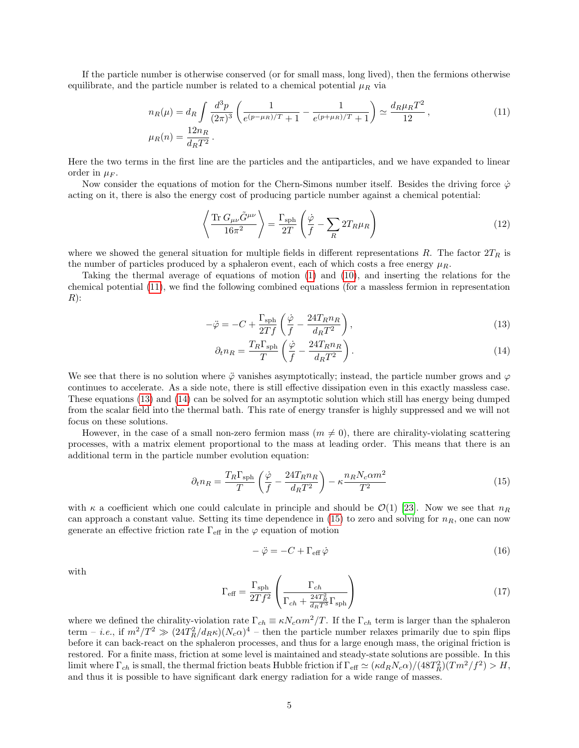If the particle number is otherwise conserved (or for small mass, long lived), then the fermions otherwise equilibrate, and the particle number is related to a chemical potential $\mu_R$ via

$$
\begin{aligned}
n_R(\mu) &= d_R \int \frac{d^3p}{(2\pi)^3} \left( \frac{1}{e^{(p-\mu_R)/T}+1} - \frac{1}{e^{(p+\mu_R)/T}+1} \right) \simeq \frac{d_R \mu_R T^2}{12}\,, \\
\mu_R(n) &= \frac{12 n_R}{d_R T^2}\,.
\end{aligned} \tag{11}
$$

Here the two terms in the first line are the particles and the antiparticles, and we have expanded to linear order in $\mu_F$.

Now consider the equations of motion for the Chern-Simons number itself. Besides the driving force $\dot{\varphi}$ acting on it, there is also the energy cost of producing particle number against a chemical potential:

$$
\left\langle \frac{\text{Tr}\, G_{\mu\nu}\tilde{G}^{\mu\nu}}{16\pi^2} \right\rangle = \frac{\Gamma_{\text{sph}}}{2T} \left( \frac{\dot{\varphi}}{f} - \sum_R 2T_R \mu_R \right) \tag{12}
$$

where we showed the general situation for multiple fields in different representations $R$. The factor $2T_R$ is the number of particles produced by a sphaleron event, each of which costs a free energy $\mu_R$.

Taking the thermal average of equations of motion (1) and (10), and inserting the relations for the chemical potential (11), we find the following combined equations (for a massless fermion in representation $R$):

$$
-\ddot{\varphi} = -C + \frac{\Gamma_{\text{sph}}}{2Tf} \left( \frac{\dot{\varphi}}{f} - \frac{24 T_R n_R}{d_R T^2} \right), \tag{13}
$$

$$
\partial_t n_R = \frac{T_R \Gamma_{\text{sph}}}{T} \left( \frac{\dot{\varphi}}{f} - \frac{24 T_R n_R}{d_R T^2} \right). \tag{14}
$$

We see that there is no solution where $\ddot{\varphi}$ vanishes asymptotically; instead, the particle number grows and $\varphi$ continues to accelerate. As a side note, there is still effective dissipation even in this exactly massless case. These equations (13) and (14) can be solved for an asymptotic solution which still has energy being dumped from the scalar field into the thermal bath. This rate of energy transfer is highly suppressed and we will not focus on these solutions.

However, in the case of a small non-zero fermion mass ($m \neq 0$), there are chirality-violating scattering processes, with a matrix element proportional to the mass at leading order. This means that there is an additional term in the particle number evolution equation:

$$
\partial_t n_R = \frac{T_R \Gamma_{\text{sph}}}{T} \left( \frac{\dot{\varphi}}{f} - \frac{24 T_R n_R}{d_R T^2} \right) - \kappa \frac{n_R N_c \alpha m^2}{T^2} \tag{15}
$$

with $\kappa$ a coefficient which one could calculate in principle and should be $\mathcal{O}(1)$ [23]. Now we see that $n_R$ can approach a constant value. Setting its time dependence in (15) to zero and solving for $n_R$, one can now generate an effective friction rate $\Gamma_{\text{eff}}$ in the $\varphi$ equation of motion

$$
-\ddot{\varphi} = -C + \Gamma_{\text{eff}}\, \dot{\varphi} \tag{16}
$$

with

$$
\Gamma_{\text{eff}} = \frac{\Gamma_{\text{sph}}}{2Tf^2} \left( \frac{\Gamma_{ch}}{\Gamma_{ch} + \frac{24 T_R^2}{d_R T^3} \Gamma_{\text{sph}}} \right) \tag{17}
$$

where we defined the chirality-violation rate $\Gamma_{ch} \equiv \kappa N_c \alpha m^2 / T$. If the $\Gamma_{ch}$ term is larger than the sphaleron term – *i.e.*, if $m^2/T^2 \gg (24 T_R^2 / d_R \kappa)(N_c \alpha)^4$ – then the particle number relaxes primarily due to spin flips before it can back-react on the sphaleron processes, and thus for a large enough mass, the original friction is restored. For a finite mass, friction at some level is maintained and steady-state solutions are possible. In this limit where $\Gamma_{ch}$ is small, the thermal friction beats Hubble friction if $\Gamma_{\text{eff}} \simeq (\kappa d_R N_c \alpha)/(48 T_R^2)(T m^2/f^2) > H$, and thus it is possible to have significant dark energy radiation for a wide range of masses.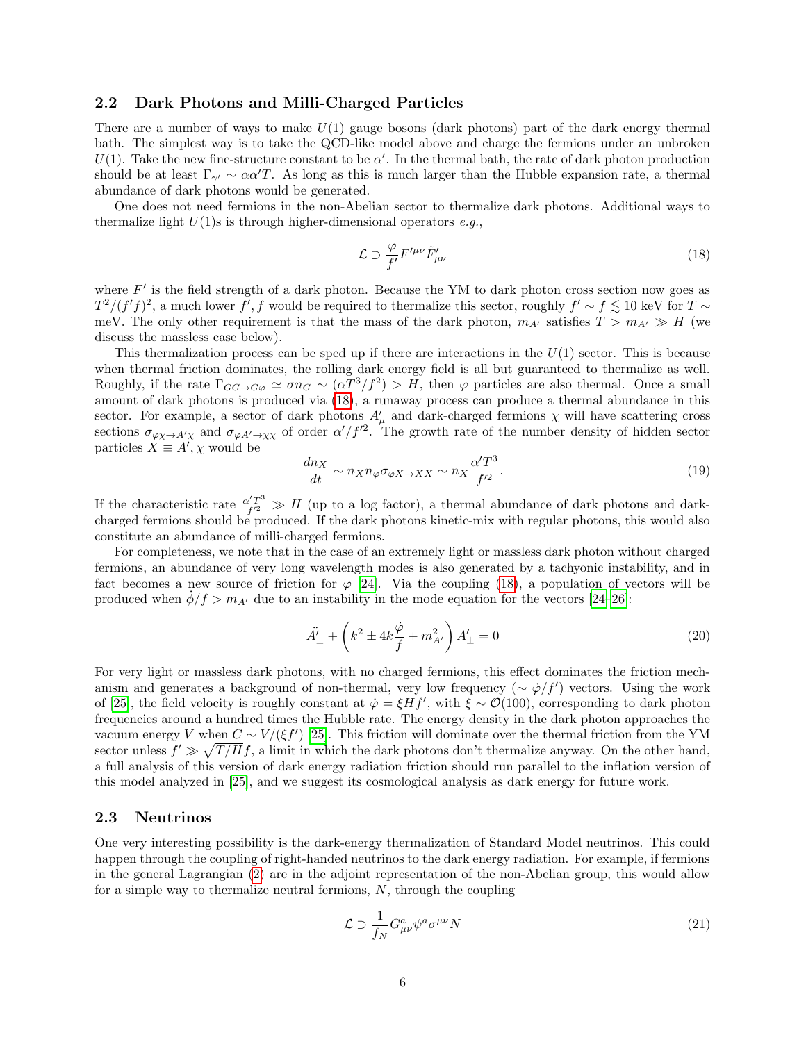### 2.2 Dark Photons and Milli-Charged Particles

There are a number of ways to make $U(1)$ gauge bosons (dark photons) part of the dark energy thermal bath. The simplest way is to take the QCD-like model above and charge the fermions under an unbroken $U(1)$. Take the new fine-structure constant to be $\alpha'$. In the thermal bath, the rate of dark photon production should be at least $\Gamma_{\gamma'} \sim \alpha\alpha' T$. As long as this is much larger than the Hubble expansion rate, a thermal abundance of dark photons would be generated.

One does not need fermions in the non-Abelian sector to thermalize dark photons. Additional ways to thermalize light $U(1)$s is through higher-dimensional operators *e.g.*,

$$\mathcal{L} \supset \frac{\varphi}{f'} F'^{\mu\nu} \tilde{F}'_{\mu\nu} \tag{18}$$

where $F'$ is the field strength of a dark photon. Because the YM to dark photon cross section now goes as $T^2/(f'f)^2$, a much lower $f', f$ would be required to thermalize this sector, roughly $f' \sim f \lesssim 10$ keV for $T \sim$ meV. The only other requirement is that the mass of the dark photon, $m_{A'}$ satisfies $T > m_{A'} \gg H$ (we discuss the massless case below).

This thermalization process can be sped up if there are interactions in the $U(1)$ sector. This is because when thermal friction dominates, the rolling dark energy field is all but guaranteed to thermalize as well. Roughly, if the rate $\Gamma_{GG\to G\varphi} \simeq \sigma n_G \sim (\alpha T^3/f^2) > H$, then $\varphi$ particles are also thermal. Once a small amount of dark photons is produced via (18), a runaway process can produce a thermal abundance in this sector. For example, a sector of dark photons $A'_\mu$ and dark-charged fermions $\chi$ will have scattering cross sections $\sigma_{\varphi\chi\to A'\chi}$ and $\sigma_{\varphi A'\to\chi\chi}$ of order $\alpha'/f'^2$. The growth rate of the number density of hidden sector particles $X \equiv A', \chi$ would be

$$\frac{dn_X}{dt} \sim n_X n_\varphi \sigma_{\varphi X\to XX} \sim n_X \frac{\alpha' T^3}{f'^2}. \tag{19}$$

If the characteristic rate $\frac{\alpha' T^3}{f'^2} \gg H$ (up to a log factor), a thermal abundance of dark photons and dark-charged fermions should be produced. If the dark photons kinetic-mix with regular photons, this would also constitute an abundance of milli-charged fermions.

For completeness, we note that in the case of an extremely light or massless dark photon without charged fermions, an abundance of very long wavelength modes is also generated by a tachyonic instability, and in fact becomes a new source of friction for $\varphi$ [24]. Via the coupling (18), a population of vectors will be produced when $\dot{\phi}/f > m_{A'}$ due to an instability in the mode equation for the vectors [24–26]:

$$\ddot{A}'_\pm + \left(k^2 \pm 4k\frac{\dot{\varphi}}{f} + m_{A'}^2\right) A'_\pm = 0 \tag{20}$$

For very light or massless dark photons, with no charged fermions, this effect dominates the friction mechanism and generates a background of non-thermal, very low frequency ($\sim \dot{\varphi}/f'$) vectors. Using the work of [25], the field velocity is roughly constant at $\dot{\varphi} = \xi H f'$, with $\xi \sim \mathcal{O}(100)$, corresponding to dark photon frequencies around a hundred times the Hubble rate. The energy density in the dark photon approaches the vacuum energy $V$ when $C \sim V/(\xi f')$ [25]. This friction will dominate over the thermal friction from the YM sector unless $f' \gg \sqrt{T/H} f$, a limit in which the dark photons don't thermalize anyway. On the other hand, a full analysis of this version of dark energy radiation friction should run parallel to the inflation version of this model analyzed in [25], and we suggest its cosmological analysis as dark energy for future work.

### 2.3 Neutrinos

One very interesting possibility is the dark-energy thermalization of Standard Model neutrinos. This could happen through the coupling of right-handed neutrinos to the dark energy radiation. For example, if fermions in the general Lagrangian (2) are in the adjoint representation of the non-Abelian group, this would allow for a simple way to thermalize neutral fermions, $N$, through the coupling

$$\mathcal{L} \supset \frac{1}{f_N} G^a_{\mu\nu} \psi^a \sigma^{\mu\nu} N \tag{21}$$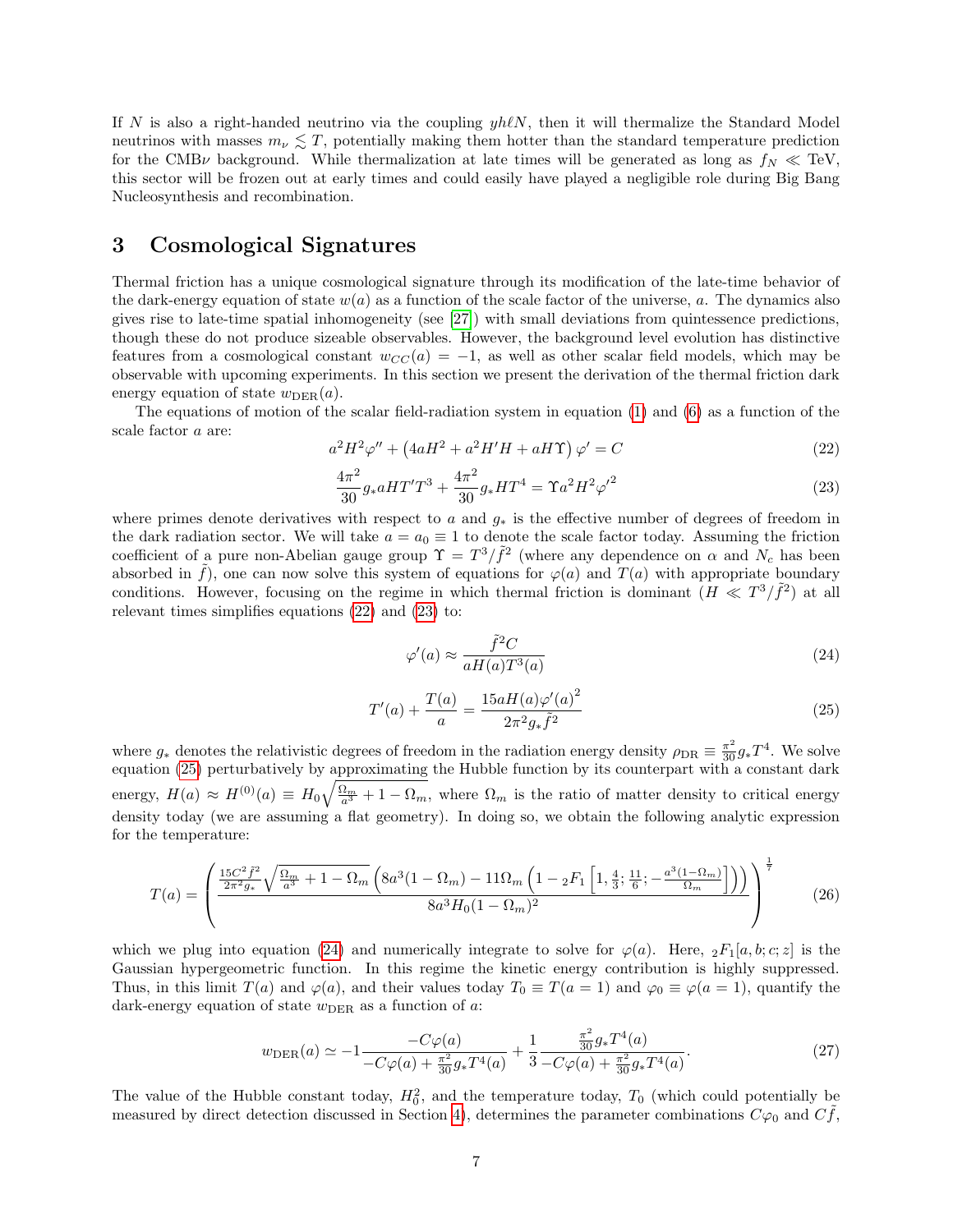If $N$ is also a right-handed neutrino via the coupling $yh\ell N$, then it will thermalize the Standard Model neutrinos with masses $m_\nu \lesssim T$, potentially making them hotter than the standard temperature prediction for the CMB$\nu$ background. While thermalization at late times will be generated as long as $f_N \ll$ TeV, this sector will be frozen out at early times and could easily have played a negligible role during Big Bang Nucleosynthesis and recombination.

# 3 Cosmological Signatures

Thermal friction has a unique cosmological signature through its modification of the late-time behavior of the dark-energy equation of state $w(a)$ as a function of the scale factor of the universe, $a$. The dynamics also gives rise to late-time spatial inhomogeneity (see [27]) with small deviations from quintessence predictions, though these do not produce sizeable observables. However, the background level evolution has distinctive features from a cosmological constant $w_{CC}(a) = -1$, as well as other scalar field models, which may be observable with upcoming experiments. In this section we present the derivation of the thermal friction dark energy equation of state $w_{\rm DER}(a)$.

The equations of motion of the scalar field-radiation system in equation (1) and (6) as a function of the scale factor $a$ are:

$$a^2H^2\varphi'' + \left(4aH^2 + a^2H'H + aH\Upsilon\right)\varphi' = C \tag{22}$$

$$\frac{4\pi^2}{30}g_*aHT'T^3 + \frac{4\pi^2}{30}g_*HT^4 = \Upsilon a^2H^2\varphi'^2 \tag{23}$$

where primes denote derivatives with respect to $a$ and $g_*$ is the effective number of degrees of freedom in the dark radiation sector. We will take $a = a_0 \equiv 1$ to denote the scale factor today. Assuming the friction coefficient of a pure non-Abelian gauge group $\Upsilon = T^3/\tilde{f}^2$ (where any dependence on $\alpha$ and $N_c$ has been absorbed in $\tilde{f}$), one can now solve this system of equations for $\varphi(a)$ and $T(a)$ with appropriate boundary conditions. However, focusing on the regime in which thermal friction is dominant ($H \ll T^3/\tilde{f}^2$) at all relevant times simplifies equations (22) and (23) to:

$$\varphi'(a) \approx \frac{\tilde{f}^2C}{aH(a)T^3(a)} \tag{24}$$

$$T'(a) + \frac{T(a)}{a} = \frac{15aH(a)\varphi'(a)^2}{2\pi^2g_*\tilde{f}^2} \tag{25}$$

where $g_*$ denotes the relativistic degrees of freedom in the radiation energy density $\rho_{\rm DR} \equiv \frac{\pi^2}{30}g_*T^4$. We solve equation (25) perturbatively by approximating the Hubble function by its counterpart with a constant dark energy, $H(a) \approx H^{(0)}(a) \equiv H_0\sqrt{\frac{\Omega_m}{a^3} + 1 - \Omega_m}$, where $\Omega_m$ is the ratio of matter density to critical energy density today (we are assuming a flat geometry). In doing so, we obtain the following analytic expression for the temperature:

$$T(a) = \left(\frac{\frac{15C^2\tilde{f}^2}{2\pi^2g_*}\sqrt{\frac{\Omega_m}{a^3} + 1 - \Omega_m}\left(8a^3(1-\Omega_m) - 11\Omega_m\left(1 - {}_2F_1\left[1, \frac{4}{3}; \frac{11}{6}; -\frac{a^3(1-\Omega_m)}{\Omega_m}\right]\right)\right)}{8a^3H_0(1-\Omega_m)^2}\right)^{\frac{1}{7}} \tag{26}$$

which we plug into equation (24) and numerically integrate to solve for $\varphi(a)$. Here, ${}_2F_1[a, b; c; z]$ is the Gaussian hypergeometric function. In this regime the kinetic energy contribution is highly suppressed. Thus, in this limit $T(a)$ and $\varphi(a)$, and their values today $T_0 \equiv T(a=1)$ and $\varphi_0 \equiv \varphi(a=1)$, quantify the dark-energy equation of state $w_{\rm DER}$ as a function of $a$:

$$w_{\rm DER}(a) \simeq -1\frac{-C\varphi(a)}{-C\varphi(a) + \frac{\pi^2}{30}g_*T^4(a)} + \frac{1}{3}\frac{\frac{\pi^2}{30}g_*T^4(a)}{-C\varphi(a) + \frac{\pi^2}{30}g_*T^4(a)}. \tag{27}$$

The value of the Hubble constant today, $H_0^2$, and the temperature today, $T_0$ (which could potentially be measured by direct detection discussed in Section 4), determines the parameter combinations $C\varphi_0$ and $C\tilde{f}$,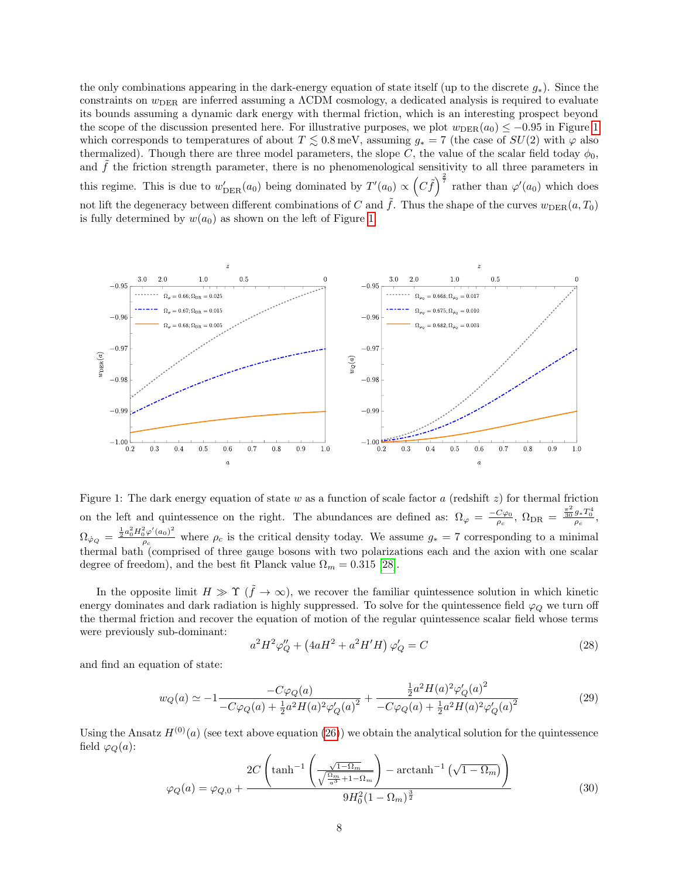the only combinations appearing in the dark-energy equation of state itself (up to the discrete $g_*$). Since the constraints on $w_{\rm DER}$ are inferred assuming a ΛCDM cosmology, a dedicated analysis is required to evaluate its bounds assuming a dynamic dark energy with thermal friction, which is an interesting prospect beyond the scope of the discussion presented here. For illustrative purposes, we plot $w_{\rm DER}(a_0) \leq -0.95$ in Figure 1 which corresponds to temperatures of about $T \lesssim 0.8\,\text{meV}$, assuming $g_* = 7$ (the case of $SU(2)$ with $\varphi$ also thermalized). Though there are three model parameters, the slope $C$, the value of the scalar field today $\phi_0$, and $\tilde{f}$ the friction strength parameter, there is no phenomenological sensitivity to all three parameters in this regime. This is due to $w'_{\rm DER}(a_0)$ being dominated by $T'(a_0) \propto \left(C\tilde{f}\right)^{\frac{2}{7}}$ rather than $\varphi'(a_0)$ which does not lift the degeneracy between different combinations of $C$ and $\tilde{f}$. Thus the shape of the curves $w_{\rm DER}(a, T_0)$ is fully determined by $w(a_0)$ as shown on the left of Figure 1.

Figure 1: The dark energy equation of state $w$ as a function of scale factor $a$ (redshift $z$) for thermal friction on the left and quintessence on the right. The abundances are defined as: $\Omega_\varphi = \frac{-C\varphi_0}{\rho_c}$, $\Omega_{\rm DR} = \frac{\frac{\pi^2}{30}g_* T_0^4}{\rho_c}$, $\Omega_{\dot{\varphi}_Q} = \frac{\frac{1}{2}a_0^2 H_0^2 \varphi'(a_0)^2}{\rho_c}$ where $\rho_c$ is the critical density today. We assume $g_* = 7$ corresponding to a minimal thermal bath (comprised of three gauge bosons with two polarizations each and the axion with one scalar degree of freedom), and the best fit Planck value $\Omega_m = 0.315$ [28].

In the opposite limit $H \gg \Upsilon$ ($\tilde{f} \to \infty$), we recover the familiar quintessence solution in which kinetic energy dominates and dark radiation is highly suppressed. To solve for the quintessence field $\varphi_Q$ we turn off the thermal friction and recover the equation of motion of the regular quintessence scalar field whose terms were previously sub-dominant:

$$a^2 H^2 \varphi_Q'' + \left(4aH^2 + a^2 H' H\right)\varphi_Q' = C \tag{28}$$

and find an equation of state:

$$w_Q(a) \simeq -1\frac{-C\varphi_Q(a)}{-C\varphi_Q(a) + \frac{1}{2}a^2 H(a)^2 \varphi_Q'(a)^2} + \frac{\frac{1}{2}a^2 H(a)^2 \varphi_Q'(a)^2}{-C\varphi_Q(a) + \frac{1}{2}a^2 H(a)^2 \varphi_Q'(a)^2} \tag{29}$$

Using the Ansatz $H^{(0)}(a)$ (see text above equation (26)) we obtain the analytical solution for the quintessence field $\varphi_Q(a)$:

$$\varphi_Q(a) = \varphi_{Q,0} + \frac{2C\left(\tanh^{-1}\left(\frac{\sqrt{1-\Omega_m}}{\sqrt{\frac{\Omega_m}{a^3}+1-\Omega_m}}\right) - \text{arctanh}^{-1}\left(\sqrt{1-\Omega_m}\right)\right)}{9H_0^2(1-\Omega_m)^{\frac{3}{2}}} \tag{30}$$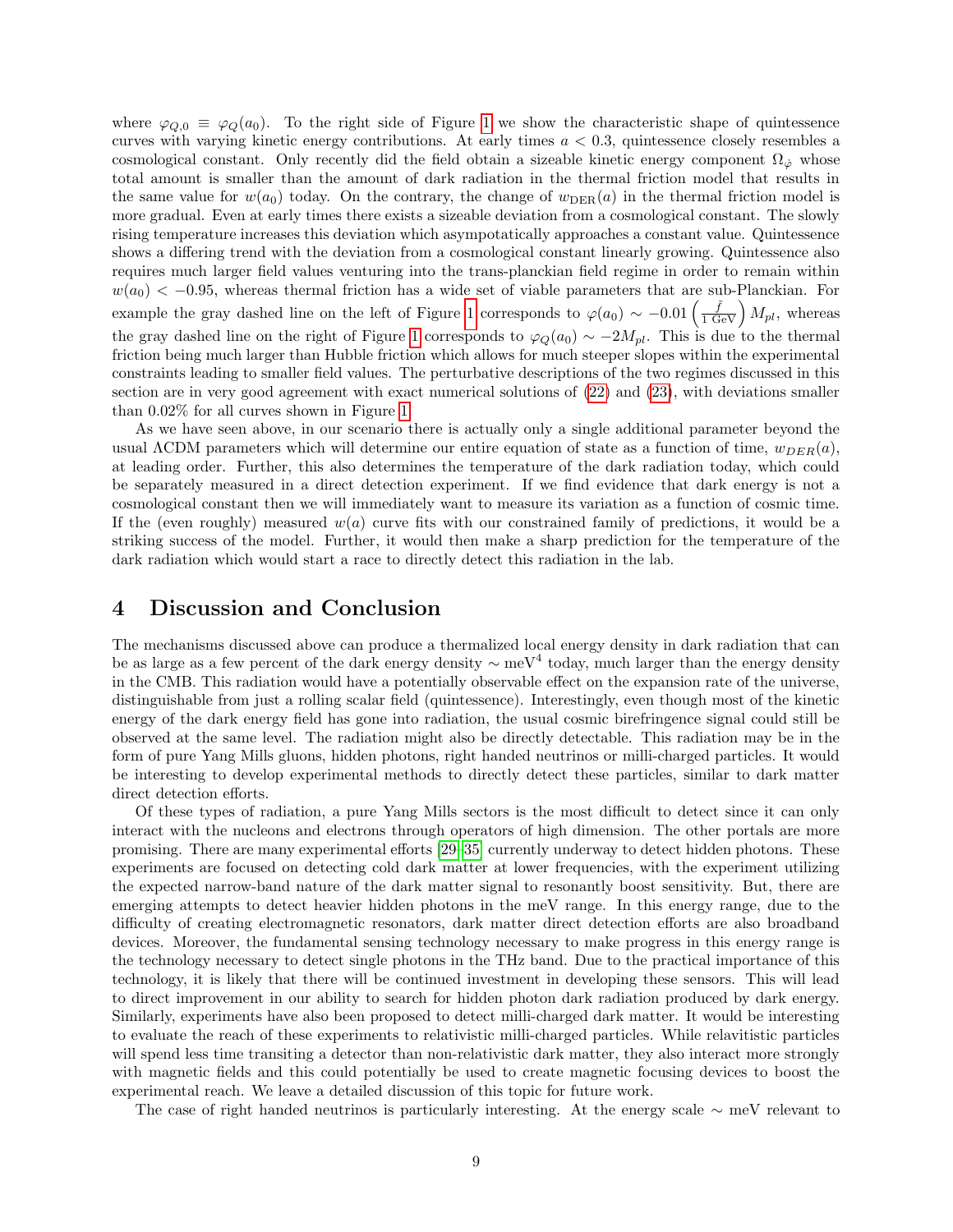where $\varphi_{Q,0} \equiv \varphi_Q(a_0)$. To the right side of Figure 1 we show the characteristic shape of quintessence curves with varying kinetic energy contributions. At early times $a < 0.3$, quintessence closely resembles a cosmological constant. Only recently did the field obtain a sizeable kinetic energy component $\Omega_{\dot{\varphi}}$ whose total amount is smaller than the amount of dark radiation in the thermal friction model that results in the same value for $w(a_0)$ today. On the contrary, the change of $w_{\rm DER}(a)$ in the thermal friction model is more gradual. Even at early times there exists a sizeable deviation from a cosmological constant. The slowly rising temperature increases this deviation which asympotatically approaches a constant value. Quintessence shows a differing trend with the deviation from a cosmological constant linearly growing. Quintessence also requires much larger field values venturing into the trans-planckian field regime in order to remain within $w(a_0) < -0.95$, whereas thermal friction has a wide set of viable parameters that are sub-Planckian. For example the gray dashed line on the left of Figure 1 corresponds to $\varphi(a_0) \sim -0.01 \left(\frac{\tilde{f}}{1\,\text{GeV}}\right) M_{pl}$, whereas the gray dashed line on the right of Figure 1 corresponds to $\varphi_Q(a_0) \sim -2M_{pl}$. This is due to the thermal friction being much larger than Hubble friction which allows for much steeper slopes within the experimental constraints leading to smaller field values. The perturbative descriptions of the two regimes discussed in this section are in very good agreement with exact numerical solutions of (22) and (23), with deviations smaller than 0.02% for all curves shown in Figure 1.

As we have seen above, in our scenario there is actually only a single additional parameter beyond the usual ΛCDM parameters which will determine our entire equation of state as a function of time, $w_{DER}(a)$, at leading order. Further, this also determines the temperature of the dark radiation today, which could be separately measured in a direct detection experiment. If we find evidence that dark energy is not a cosmological constant then we will immediately want to measure its variation as a function of cosmic time. If the (even roughly) measured $w(a)$ curve fits with our constrained family of predictions, it would be a striking success of the model. Further, it would then make a sharp prediction for the temperature of the dark radiation which would start a race to directly detect this radiation in the lab.

# 4 Discussion and Conclusion

The mechanisms discussed above can produce a thermalized local energy density in dark radiation that can be as large as a few percent of the dark energy density $\sim \text{meV}^4$ today, much larger than the energy density in the CMB. This radiation would have a potentially observable effect on the expansion rate of the universe, distinguishable from just a rolling scalar field (quintessence). Interestingly, even though most of the kinetic energy of the dark energy field has gone into radiation, the usual cosmic birefringence signal could still be observed at the same level. The radiation might also be directly detectable. This radiation may be in the form of pure Yang Mills gluons, hidden photons, right handed neutrinos or milli-charged particles. It would be interesting to develop experimental methods to directly detect these particles, similar to dark matter direct detection efforts.

Of these types of radiation, a pure Yang Mills sectors is the most difficult to detect since it can only interact with the nucleons and electrons through operators of high dimension. The other portals are more promising. There are many experimental efforts [29–35] currently underway to detect hidden photons. These experiments are focused on detecting cold dark matter at lower frequencies, with the experiment utilizing the expected narrow-band nature of the dark matter signal to resonantly boost sensitivity. But, there are emerging attempts to detect heavier hidden photons in the meV range. In this energy range, due to the difficulty of creating electromagnetic resonators, dark matter direct detection efforts are also broadband devices. Moreover, the fundamental sensing technology necessary to make progress in this energy range is the technology necessary to detect single photons in the THz band. Due to the practical importance of this technology, it is likely that there will be continued investment in developing these sensors. This will lead to direct improvement in our ability to search for hidden photon dark radiation produced by dark energy. Similarly, experiments have also been proposed to detect milli-charged dark matter. It would be interesting to evaluate the reach of these experiments to relativistic milli-charged particles. While relavitistic particles will spend less time transiting a detector than non-relativistic dark matter, they also interact more strongly with magnetic fields and this could potentially be used to create magnetic focusing devices to boost the experimental reach. We leave a detailed discussion of this topic for future work.

The case of right handed neutrinos is particularly interesting. At the energy scale $\sim$ meV relevant to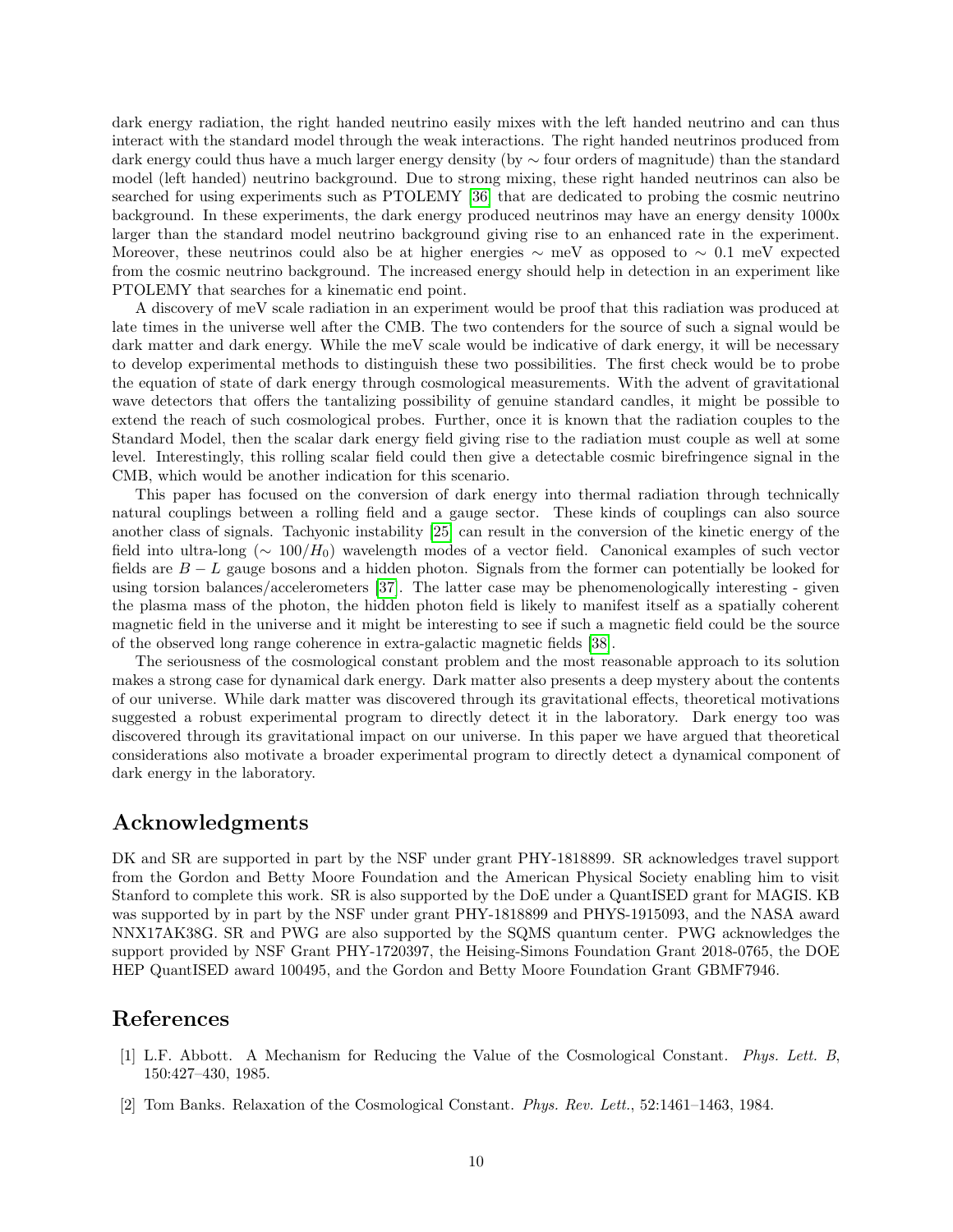dark energy radiation, the right handed neutrino easily mixes with the left handed neutrino and can thus interact with the standard model through the weak interactions. The right handed neutrinos produced from dark energy could thus have a much larger energy density (by $\sim$ four orders of magnitude) than the standard model (left handed) neutrino background. Due to strong mixing, these right handed neutrinos can also be searched for using experiments such as PTOLEMY [36] that are dedicated to probing the cosmic neutrino background. In these experiments, the dark energy produced neutrinos may have an energy density 1000x larger than the standard model neutrino background giving rise to an enhanced rate in the experiment. Moreover, these neutrinos could also be at higher energies $\sim$ meV as opposed to $\sim$ 0.1 meV expected from the cosmic neutrino background. The increased energy should help in detection in an experiment like PTOLEMY that searches for a kinematic end point.

A discovery of meV scale radiation in an experiment would be proof that this radiation was produced at late times in the universe well after the CMB. The two contenders for the source of such a signal would be dark matter and dark energy. While the meV scale would be indicative of dark energy, it will be necessary to develop experimental methods to distinguish these two possibilities. The first check would be to probe the equation of state of dark energy through cosmological measurements. With the advent of gravitational wave detectors that offers the tantalizing possibility of genuine standard candles, it might be possible to extend the reach of such cosmological probes. Further, once it is known that the radiation couples to the Standard Model, then the scalar dark energy field giving rise to the radiation must couple as well at some level. Interestingly, this rolling scalar field could then give a detectable cosmic birefringence signal in the CMB, which would be another indication for this scenario.

This paper has focused on the conversion of dark energy into thermal radiation through technically natural couplings between a rolling field and a gauge sector. These kinds of couplings can also source another class of signals. Tachyonic instability [25] can result in the conversion of the kinetic energy of the field into ultra-long ($\sim 100/H_0$) wavelength modes of a vector field. Canonical examples of such vector fields are $B - L$ gauge bosons and a hidden photon. Signals from the former can potentially be looked for using torsion balances/accelerometers [37]. The latter case may be phenomenologically interesting - given the plasma mass of the photon, the hidden photon field is likely to manifest itself as a spatially coherent magnetic field in the universe and it might be interesting to see if such a magnetic field could be the source of the observed long range coherence in extra-galactic magnetic fields [38].

The seriousness of the cosmological constant problem and the most reasonable approach to its solution makes a strong case for dynamical dark energy. Dark matter also presents a deep mystery about the contents of our universe. While dark matter was discovered through its gravitational effects, theoretical motivations suggested a robust experimental program to directly detect it in the laboratory. Dark energy too was discovered through its gravitational impact on our universe. In this paper we have argued that theoretical considerations also motivate a broader experimental program to directly detect a dynamical component of dark energy in the laboratory.

## Acknowledgments

DK and SR are supported in part by the NSF under grant PHY-1818899. SR acknowledges travel support from the Gordon and Betty Moore Foundation and the American Physical Society enabling him to visit Stanford to complete this work. SR is also supported by the DoE under a QuantISED grant for MAGIS. KB was supported by in part by the NSF under grant PHY-1818899 and PHYS-1915093, and the NASA award NNX17AK38G. SR and PWG are also supported by the SQMS quantum center. PWG acknowledges the support provided by NSF Grant PHY-1720397, the Heising-Simons Foundation Grant 2018-0765, the DOE HEP QuantISED award 100495, and the Gordon and Betty Moore Foundation Grant GBMF7946.

## References

[1] L.F. Abbott. A Mechanism for Reducing the Value of the Cosmological Constant. *Phys. Lett. B*, 150:427–430, 1985.

[2] Tom Banks. Relaxation of the Cosmological Constant. *Phys. Rev. Lett.*, 52:1461–1463, 1984.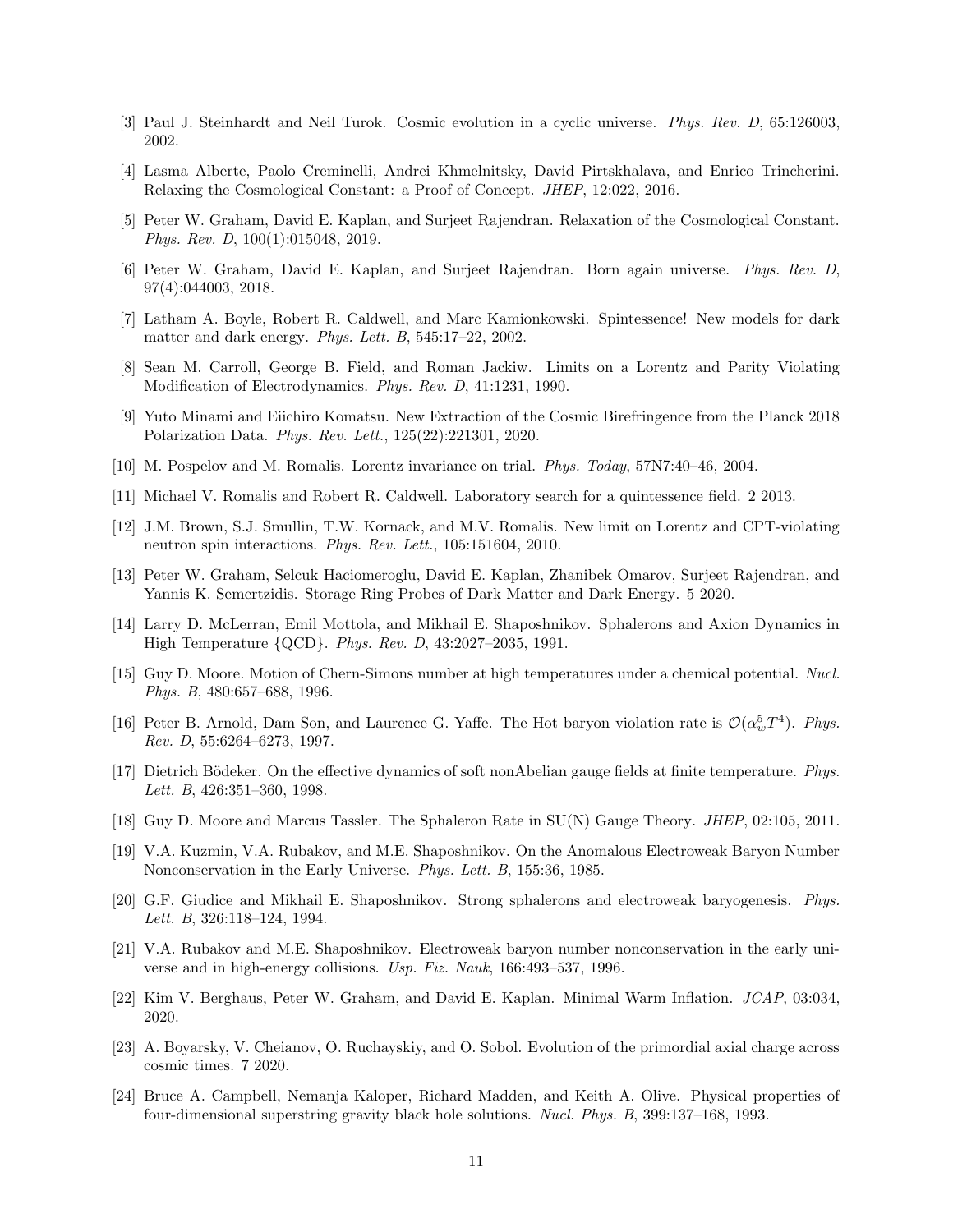[3] Paul J. Steinhardt and Neil Turok. Cosmic evolution in a cyclic universe. *Phys. Rev. D*, 65:126003, 2002.

[4] Lasma Alberte, Paolo Creminelli, Andrei Khmelnitsky, David Pirtskhalava, and Enrico Trincherini. Relaxing the Cosmological Constant: a Proof of Concept. *JHEP*, 12:022, 2016.

[5] Peter W. Graham, David E. Kaplan, and Surjeet Rajendran. Relaxation of the Cosmological Constant. *Phys. Rev. D*, 100(1):015048, 2019.

[6] Peter W. Graham, David E. Kaplan, and Surjeet Rajendran. Born again universe. *Phys. Rev. D*, 97(4):044003, 2018.

[7] Latham A. Boyle, Robert R. Caldwell, and Marc Kamionkowski. Spintessence! New models for dark matter and dark energy. *Phys. Lett. B*, 545:17–22, 2002.

[8] Sean M. Carroll, George B. Field, and Roman Jackiw. Limits on a Lorentz and Parity Violating Modification of Electrodynamics. *Phys. Rev. D*, 41:1231, 1990.

[9] Yuto Minami and Eiichiro Komatsu. New Extraction of the Cosmic Birefringence from the Planck 2018 Polarization Data. *Phys. Rev. Lett.*, 125(22):221301, 2020.

[10] M. Pospelov and M. Romalis. Lorentz invariance on trial. *Phys. Today*, 57N7:40–46, 2004.

[11] Michael V. Romalis and Robert R. Caldwell. Laboratory search for a quintessence field. 2 2013.

[12] J.M. Brown, S.J. Smullin, T.W. Kornack, and M.V. Romalis. New limit on Lorentz and CPT-violating neutron spin interactions. *Phys. Rev. Lett.*, 105:151604, 2010.

[13] Peter W. Graham, Selcuk Haciomeroglu, David E. Kaplan, Zhanibek Omarov, Surjeet Rajendran, and Yannis K. Semertzidis. Storage Ring Probes of Dark Matter and Dark Energy. 5 2020.

[14] Larry D. McLerran, Emil Mottola, and Mikhail E. Shaposhnikov. Sphalerons and Axion Dynamics in High Temperature {QCD}. *Phys. Rev. D*, 43:2027–2035, 1991.

[15] Guy D. Moore. Motion of Chern-Simons number at high temperatures under a chemical potential. *Nucl. Phys. B*, 480:657–688, 1996.

[16] Peter B. Arnold, Dam Son, and Laurence G. Yaffe. The Hot baryon violation rate is $\mathcal{O}(\alpha_w^5 T^4)$. *Phys. Rev. D*, 55:6264–6273, 1997.

[17] Dietrich Bödeker. On the effective dynamics of soft nonAbelian gauge fields at finite temperature. *Phys. Lett. B*, 426:351–360, 1998.

[18] Guy D. Moore and Marcus Tassler. The Sphaleron Rate in SU(N) Gauge Theory. *JHEP*, 02:105, 2011.

[19] V.A. Kuzmin, V.A. Rubakov, and M.E. Shaposhnikov. On the Anomalous Electroweak Baryon Number Nonconservation in the Early Universe. *Phys. Lett. B*, 155:36, 1985.

[20] G.F. Giudice and Mikhail E. Shaposhnikov. Strong sphalerons and electroweak baryogenesis. *Phys. Lett. B*, 326:118–124, 1994.

[21] V.A. Rubakov and M.E. Shaposhnikov. Electroweak baryon number nonconservation in the early universe and in high-energy collisions. *Usp. Fiz. Nauk*, 166:493–537, 1996.

[22] Kim V. Berghaus, Peter W. Graham, and David E. Kaplan. Minimal Warm Inflation. *JCAP*, 03:034, 2020.

[23] A. Boyarsky, V. Cheianov, O. Ruchayskiy, and O. Sobol. Evolution of the primordial axial charge across cosmic times. 7 2020.

[24] Bruce A. Campbell, Nemanja Kaloper, Richard Madden, and Keith A. Olive. Physical properties of four-dimensional superstring gravity black hole solutions. *Nucl. Phys. B*, 399:137–168, 1993.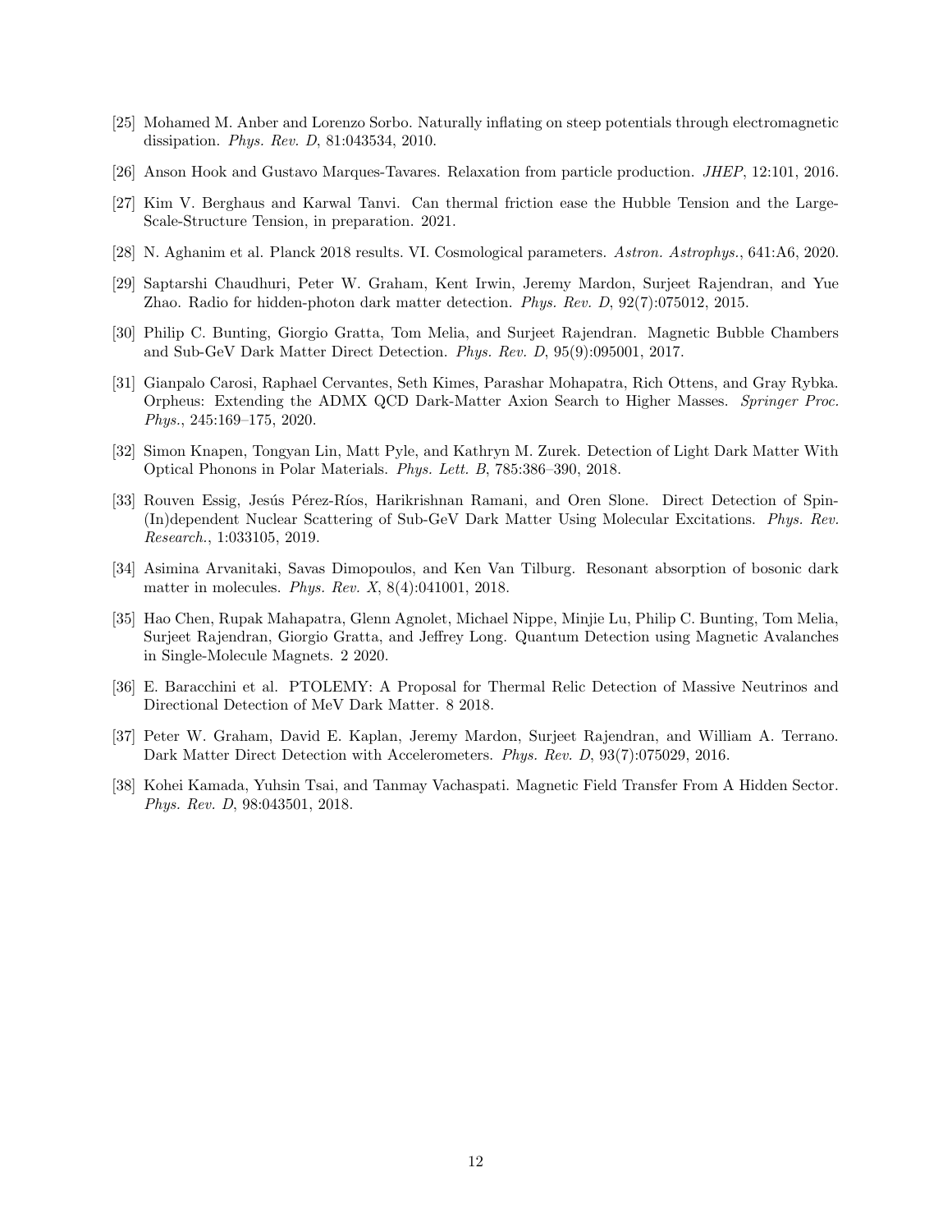[25] Mohamed M. Anber and Lorenzo Sorbo. Naturally inflating on steep potentials through electromagnetic dissipation. *Phys. Rev. D*, 81:043534, 2010.

[26] Anson Hook and Gustavo Marques-Tavares. Relaxation from particle production. *JHEP*, 12:101, 2016.

[27] Kim V. Berghaus and Karwal Tanvi. Can thermal friction ease the Hubble Tension and the Large-Scale-Structure Tension, in preparation. 2021.

[28] N. Aghanim et al. Planck 2018 results. VI. Cosmological parameters. *Astron. Astrophys.*, 641:A6, 2020.

[29] Saptarshi Chaudhuri, Peter W. Graham, Kent Irwin, Jeremy Mardon, Surjeet Rajendran, and Yue Zhao. Radio for hidden-photon dark matter detection. *Phys. Rev. D*, 92(7):075012, 2015.

[30] Philip C. Bunting, Giorgio Gratta, Tom Melia, and Surjeet Rajendran. Magnetic Bubble Chambers and Sub-GeV Dark Matter Direct Detection. *Phys. Rev. D*, 95(9):095001, 2017.

[31] Gianpalo Carosi, Raphael Cervantes, Seth Kimes, Parashar Mohapatra, Rich Ottens, and Gray Rybka. Orpheus: Extending the ADMX QCD Dark-Matter Axion Search to Higher Masses. *Springer Proc. Phys.*, 245:169–175, 2020.

[32] Simon Knapen, Tongyan Lin, Matt Pyle, and Kathryn M. Zurek. Detection of Light Dark Matter With Optical Phonons in Polar Materials. *Phys. Lett. B*, 785:386–390, 2018.

[33] Rouven Essig, Jesús Pérez-Ríos, Harikrishnan Ramani, and Oren Slone. Direct Detection of Spin-(In)dependent Nuclear Scattering of Sub-GeV Dark Matter Using Molecular Excitations. *Phys. Rev. Research.*, 1:033105, 2019.

[34] Asimina Arvanitaki, Savas Dimopoulos, and Ken Van Tilburg. Resonant absorption of bosonic dark matter in molecules. *Phys. Rev. X*, 8(4):041001, 2018.

[35] Hao Chen, Rupak Mahapatra, Glenn Agnolet, Michael Nippe, Minjie Lu, Philip C. Bunting, Tom Melia, Surjeet Rajendran, Giorgio Gratta, and Jeffrey Long. Quantum Detection using Magnetic Avalanches in Single-Molecule Magnets. 2 2020.

[36] E. Baracchini et al. PTOLEMY: A Proposal for Thermal Relic Detection of Massive Neutrinos and Directional Detection of MeV Dark Matter. 8 2018.

[37] Peter W. Graham, David E. Kaplan, Jeremy Mardon, Surjeet Rajendran, and William A. Terrano. Dark Matter Direct Detection with Accelerometers. *Phys. Rev. D*, 93(7):075029, 2016.

[38] Kohei Kamada, Yuhsin Tsai, and Tanmay Vachaspati. Magnetic Field Transfer From A Hidden Sector. *Phys. Rev. D*, 98:043501, 2018.